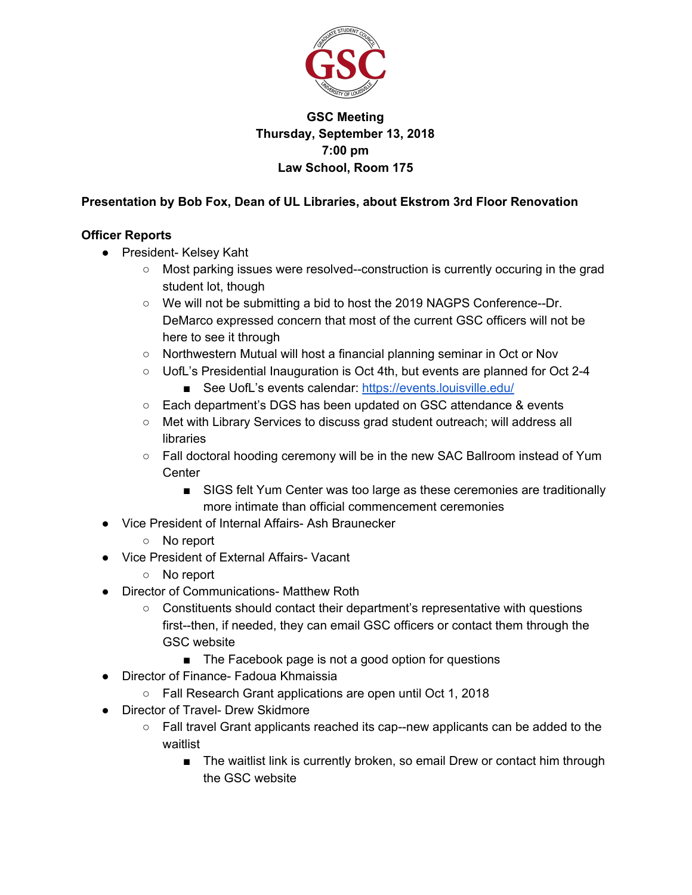**GSC Meeting**
**Thursday, September 13, 2018**
**7:00 pm**
**Law School, Room 175**

**Presentation by Bob Fox, Dean of UL Libraries, about Ekstrom 3rd Floor Renovation**

**Officer Reports**

- President- Kelsey Kaht
  - Most parking issues were resolved--construction is currently occuring in the grad student lot, though
  - We will not be submitting a bid to host the 2019 NAGPS Conference--Dr. DeMarco expressed concern that most of the current GSC officers will not be here to see it through
  - Northwestern Mutual will host a financial planning seminar in Oct or Nov
  - UofL's Presidential Inauguration is Oct 4th, but events are planned for Oct 2-4
    - See UofL's events calendar: https://events.louisville.edu/
  - Each department's DGS has been updated on GSC attendance & events
  - Met with Library Services to discuss grad student outreach; will address all libraries
  - Fall doctoral hooding ceremony will be in the new SAC Ballroom instead of Yum Center
    - SIGS felt Yum Center was too large as these ceremonies are traditionally more intimate than official commencement ceremonies
- Vice President of Internal Affairs- Ash Braunecker
  - No report
- Vice President of External Affairs- Vacant
  - No report
- Director of Communications- Matthew Roth
  - Constituents should contact their department's representative with questions first--then, if needed, they can email GSC officers or contact them through the GSC website
    - The Facebook page is not a good option for questions
- Director of Finance- Fadoua Khmaissia
  - Fall Research Grant applications are open until Oct 1, 2018
- Director of Travel- Drew Skidmore
  - Fall travel Grant applicants reached its cap--new applicants can be added to the waitlist
    - The waitlist link is currently broken, so email Drew or contact him through the GSC website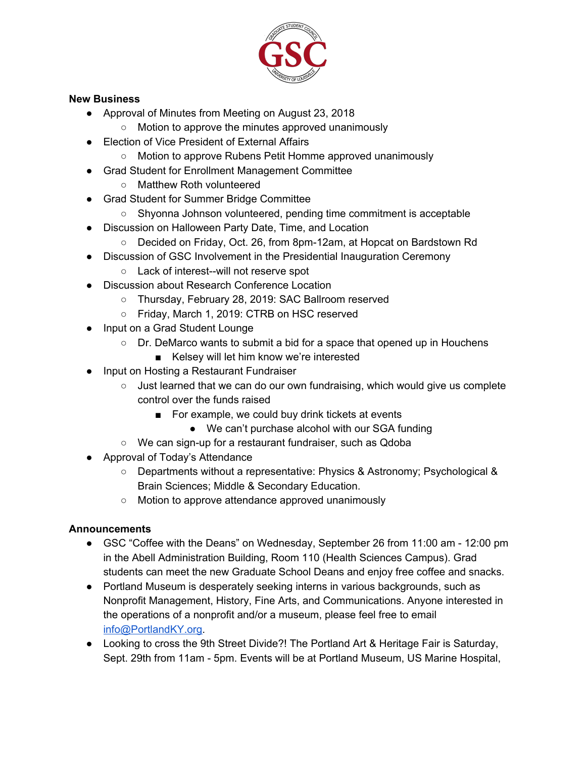**New Business**

- Approval of Minutes from Meeting on August 23, 2018
  - Motion to approve the minutes approved unanimously
- Election of Vice President of External Affairs
  - Motion to approve Rubens Petit Homme approved unanimously
- Grad Student for Enrollment Management Committee
  - Matthew Roth volunteered
- Grad Student for Summer Bridge Committee
  - Shyonna Johnson volunteered, pending time commitment is acceptable
- Discussion on Halloween Party Date, Time, and Location
  - Decided on Friday, Oct. 26, from 8pm-12am, at Hopcat on Bardstown Rd
- Discussion of GSC Involvement in the Presidential Inauguration Ceremony
  - Lack of interest--will not reserve spot
- Discussion about Research Conference Location
  - Thursday, February 28, 2019: SAC Ballroom reserved
  - Friday, March 1, 2019: CTRB on HSC reserved
- Input on a Grad Student Lounge
  - Dr. DeMarco wants to submit a bid for a space that opened up in Houchens
    - Kelsey will let him know we're interested
- Input on Hosting a Restaurant Fundraiser
  - Just learned that we can do our own fundraising, which would give us complete control over the funds raised
    - For example, we could buy drink tickets at events
      - We can't purchase alcohol with our SGA funding
  - We can sign-up for a restaurant fundraiser, such as Qdoba
- Approval of Today's Attendance
  - Departments without a representative: Physics & Astronomy; Psychological & Brain Sciences; Middle & Secondary Education.
  - Motion to approve attendance approved unanimously

**Announcements**

- GSC "Coffee with the Deans" on Wednesday, September 26 from 11:00 am - 12:00 pm in the Abell Administration Building, Room 110 (Health Sciences Campus). Grad students can meet the new Graduate School Deans and enjoy free coffee and snacks.
- Portland Museum is desperately seeking interns in various backgrounds, such as Nonprofit Management, History, Fine Arts, and Communications. Anyone interested in the operations of a nonprofit and/or a museum, please feel free to email info@PortlandKY.org.
- Looking to cross the 9th Street Divide?! The Portland Art & Heritage Fair is Saturday, Sept. 29th from 11am - 5pm. Events will be at Portland Museum, US Marine Hospital,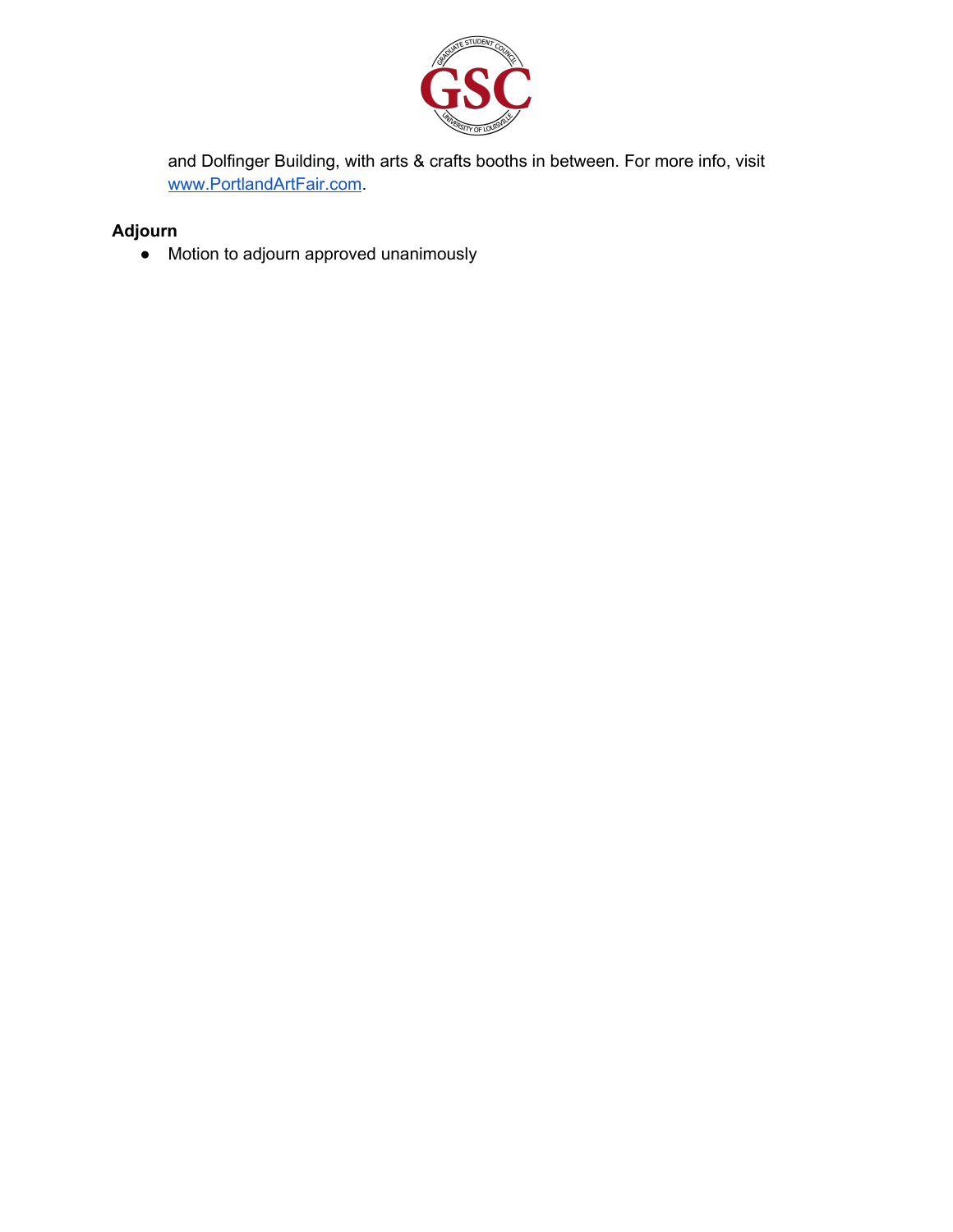and Dolfinger Building, with arts & crafts booths in between. For more info, visit [www.PortlandArtFair.com](http://www.PortlandArtFair.com).

**Adjourn**

- Motion to adjourn approved unanimously